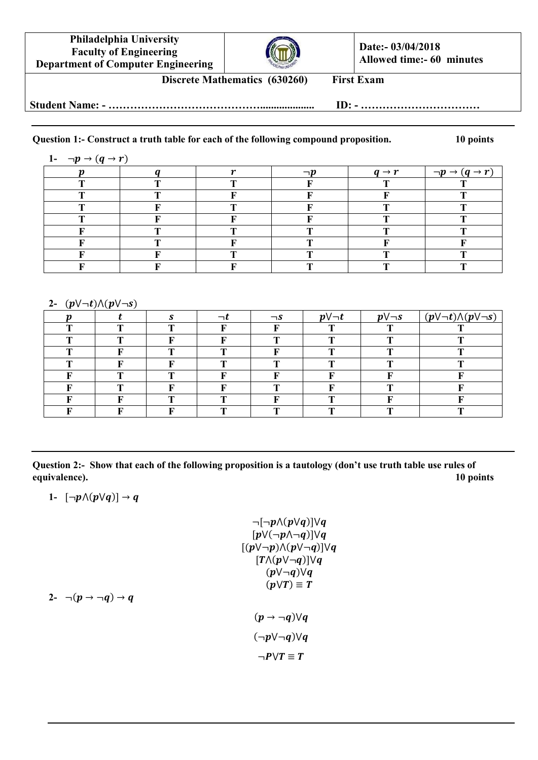| Philadelphia University<br>Faculty of Engineering<br>Department of Computer Engineering | | Date:- 03/04/2018<br>Allowed time:- 60 minutes |
|---|---|---|

**Discrete Mathematics (630260) First Exam**

**Student Name: - ……………………………………................... ID: - ……………………………**

---

**Question 1:- Construct a truth table for each of the following compound proposition. 10 points**

1- $\neg p \rightarrow (q \rightarrow r)$

| $p$ | $q$ | $r$ | $\neg p$ | $q \rightarrow r$ | $\neg p \rightarrow (q \rightarrow r)$ |
|---|---|---|---|---|---|
| T | T | T | F | T | T |
| T | T | F | F | F | T |
| T | F | T | F | T | T |
| T | F | F | F | T | T |
| F | T | T | T | T | T |
| F | T | F | T | F | F |
| F | F | T | T | T | T |
| F | F | F | T | T | T |

2- $(p \vee \neg t) \wedge (p \vee \neg s)$

| $p$ | $t$ | $s$ | $\neg t$ | $\neg s$ | $p \vee \neg t$ | $p \vee \neg s$ | $(p \vee \neg t) \wedge (p \vee \neg s)$ |
|---|---|---|---|---|---|---|---|
| T | T | T | F | F | T | T | T |
| T | T | F | F | T | T | T | T |
| T | F | T | T | F | T | T | T |
| T | F | F | T | T | T | T | T |
| F | T | T | F | F | F | F | F |
| F | T | F | F | T | F | T | F |
| F | F | T | T | F | T | F | F |
| F | F | F | T | T | T | T | T |

---

**Question 2:- Show that each of the following proposition is a tautology (don't use truth table use rules of equivalence). 10 points**

1- $[\neg p \wedge (p \vee q)] \rightarrow q$

$$\neg[\neg p \wedge (p \vee q)] \vee q$$
$$[p \vee (\neg p \wedge \neg q)] \vee q$$
$$[(p \vee \neg p) \wedge (p \vee \neg q)] \vee q$$
$$[T \wedge (p \vee \neg q)] \vee q$$
$$(p \vee \neg q) \vee q$$
$$(p \vee T) \equiv T$$

2- $\neg(p \rightarrow \neg q) \rightarrow q$

$$(p \rightarrow \neg q) \vee q$$

$$(\neg p \vee \neg q) \vee q$$

$$\neg P \vee T \equiv T$$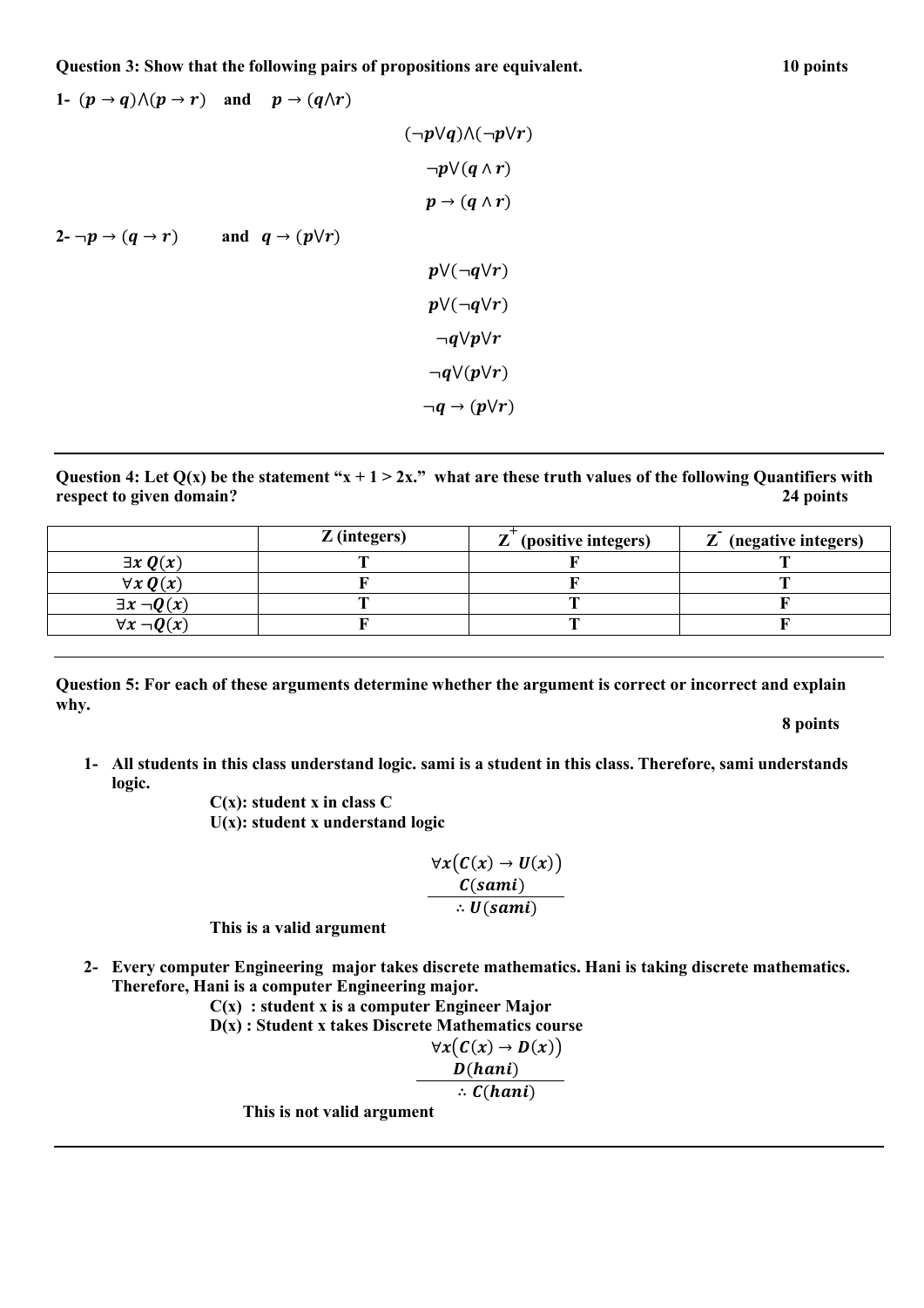**Question 3: Show that the following pairs of propositions are equivalent.** **10 points**

**1-** $(p \to q) \wedge (p \to r)$ **and** $p \to (q \wedge r)$

$$(\neg p \vee q) \wedge (\neg p \vee r)$$

$$\neg p \vee (q \wedge r)$$

$$p \to (q \wedge r)$$

**2-** $\neg p \to (q \to r)$ **and** $q \to (p \vee r)$

$$p \vee (\neg q \vee r)$$

$$p \vee (\neg q \vee r)$$

$$\neg q \vee p \vee r$$

$$\neg q \vee (p \vee r)$$

$$\neg q \to (p \vee r)$$

---

**Question 4: Let Q(x) be the statement "x + 1 > 2x." what are these truth values of the following Quantifiers with respect to given domain?** **24 points**

| | **Z (integers)** | **$Z^+$ (positive integers)** | **$Z^-$ (negative integers)** |
|---|---|---|---|
| $\exists x\, Q(x)$ | **T** | **F** | **T** |
| $\forall x\, Q(x)$ | **F** | **F** | **T** |
| $\exists x\, \neg Q(x)$ | **T** | **T** | **F** |
| $\forall x\, \neg Q(x)$ | **F** | **T** | **F** |

---

**Question 5: For each of these arguments determine whether the argument is correct or incorrect and explain why.**

**8 points**

1- **All students in this class understand logic. sami is a student in this class. Therefore, sami understands logic.**

**C(x): student x in class C**
**U(x): student x understand logic**

$$\forall x\big(C(x) \to U(x)\big)$$
$$C(sami)$$
$$\therefore U(sami)$$

**This is a valid argument**

2- **Every computer Engineering major takes discrete mathematics. Hani is taking discrete mathematics. Therefore, Hani is a computer Engineering major.**

**C(x) : student x is a computer Engineer Major**
**D(x) : Student x takes Discrete Mathematics course**

$$\forall x\big(C(x) \to D(x)\big)$$
$$D(hani)$$
$$\therefore C(hani)$$

**This is not valid argument**

---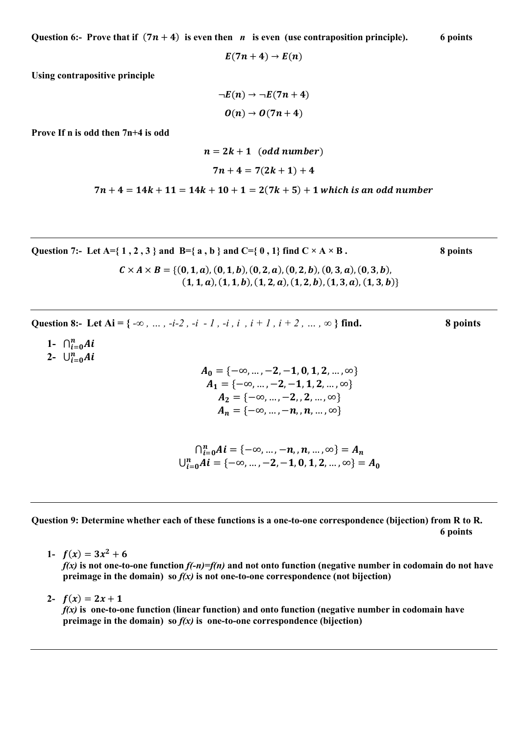**Question 6:- Prove that if $(7n + 4)$ is even then $n$ is even (use contraposition principle). 6 points**

$$E(7n + 4) \rightarrow E(n)$$

**Using contrapositive principle**

$$\neg E(n) \rightarrow \neg E(7n + 4)$$

$$O(n) \rightarrow O(7n + 4)$$

**Prove If n is odd then 7n+4 is odd**

$$n = 2k + 1 \quad (odd\ number)$$

$$7n + 4 = 7(2k + 1) + 4$$

$$7n + 4 = 14k + 11 = 14k + 10 + 1 = 2(7k + 5) + 1 \ which\ is\ an\ odd\ number$$

---

**Question 7:- Let A={ 1 , 2 , 3 } and B={ a , b } and C={ 0 , 1} find C × A × B . 8 points**

$$C \times A \times B = \{(0, 1, a), (0, 1, b), (0, 2, a), (0, 2, b), (0, 3, a), (0, 3, b), (1, 1, a), (1, 1, b), (1, 2, a), (1, 2, b), (1, 3, a), (1, 3, b)\}$$

---

**Question 8:- Let Ai = { *-∞ , … , -i-2 , -i - 1 , -i , i , i + 1 , i + 2 , … , ∞* } find. 8 points**

1- $\bigcap_{i=0}^{n} Ai$
2- $\bigcup_{i=0}^{n} Ai$

$$A_0 = \{-\infty, \dots, -2, -1, 0, 1, 2, \dots, \infty\}$$
$$A_1 = \{-\infty, \dots, -2, -1, 1, 2, \dots, \infty\}$$
$$A_2 = \{-\infty, \dots, -2, , 2, \dots, \infty\}$$
$$A_n = \{-\infty, \dots, -n, , n, \dots, \infty\}$$

$$\bigcap_{i=0}^{n} Ai = \{-\infty, \dots, -n, , n, \dots, \infty\} = A_n$$
$$\bigcup_{i=0}^{n} Ai = \{-\infty, \dots, -2, -1, 0, 1, 2, \dots, \infty\} = A_0$$

---

**Question 9: Determine whether each of these functions is a one-to-one correspondence (bijection) from R to R. 6 points**

1- $f(x) = 3x^2 + 6$
**$f(x)$ is not one-to-one function $f(-n)=f(n)$ and not onto function (negative number in codomain do not have preimage in the domain) so $f(x)$ is not one-to-one correspondence (not bijection)**

2- $f(x) = 2x + 1$
**$f(x)$ is one-to-one function (linear function) and onto function (negative number in codomain have preimage in the domain) so $f(x)$ is one-to-one correspondence (bijection)**

---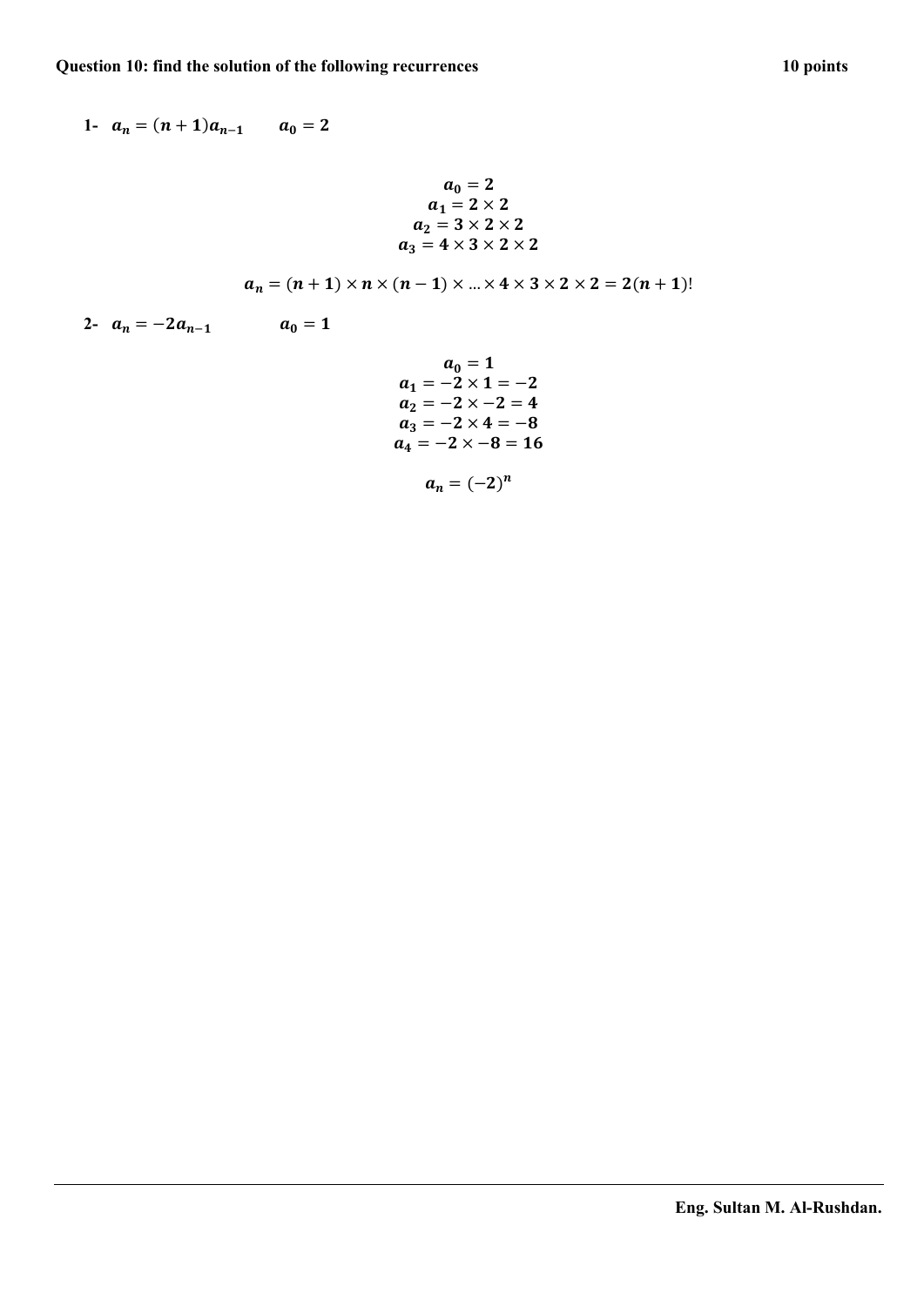**Question 10: find the solution of the following recurrences** **10 points**

1- $a_n = (n+1)a_{n-1} \qquad a_0 = 2$

$$a_0 = 2$$
$$a_1 = 2 \times 2$$
$$a_2 = 3 \times 2 \times 2$$
$$a_3 = 4 \times 3 \times 2 \times 2$$

$$a_n = (n+1) \times n \times (n-1) \times \ldots \times 4 \times 3 \times 2 \times 2 = 2(n+1)!$$

2- $a_n = -2a_{n-1} \qquad a_0 = 1$

$$a_0 = 1$$
$$a_1 = -2 \times 1 = -2$$
$$a_2 = -2 \times -2 = 4$$
$$a_3 = -2 \times 4 = -8$$
$$a_4 = -2 \times -8 = 16$$

$$a_n = (-2)^n$$

**Eng. Sultan M. Al-Rushdan.**